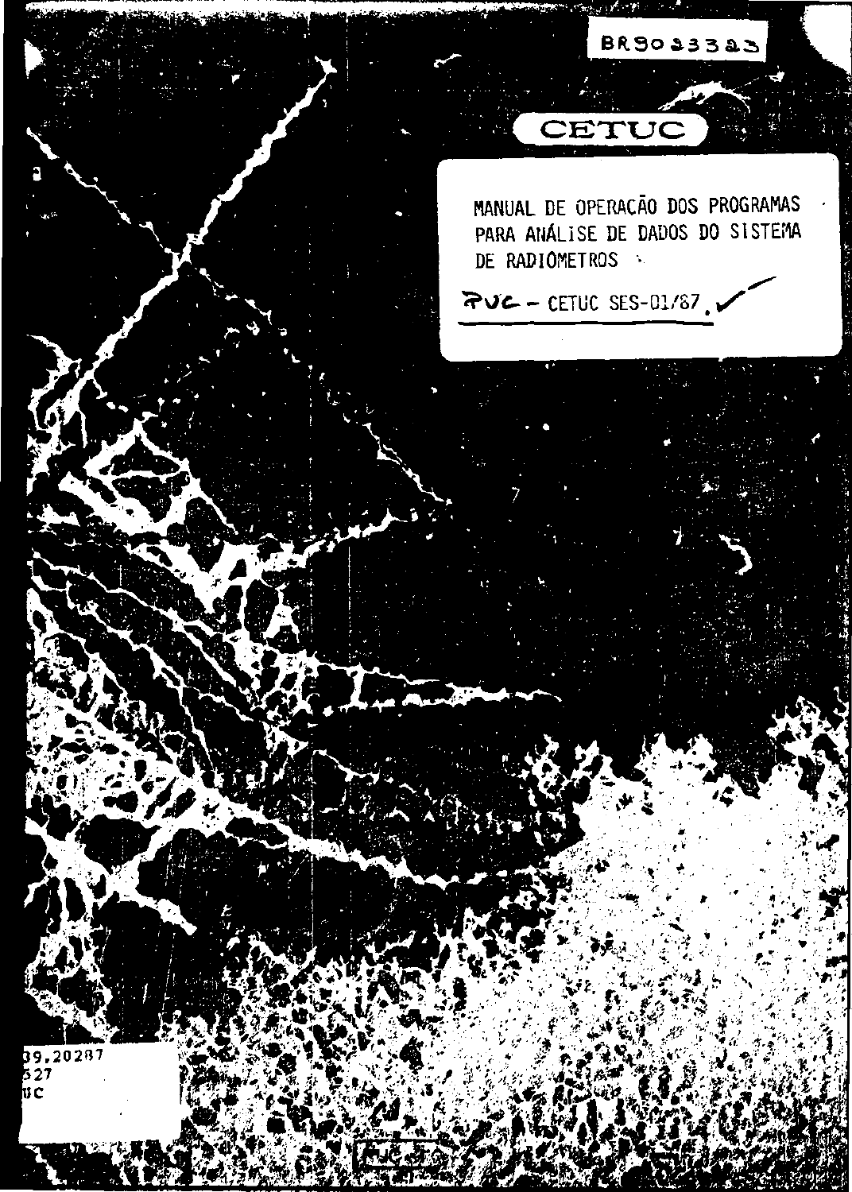BR9023323

CETUC

MANUAL DE OPERAÇÃO DOS PROGRAMAS PARA ANÁLISE DE DADOS DO SISTEMA DE RADIOMETROS

PUC - CETUC SES-01/87

39.20287
527
UC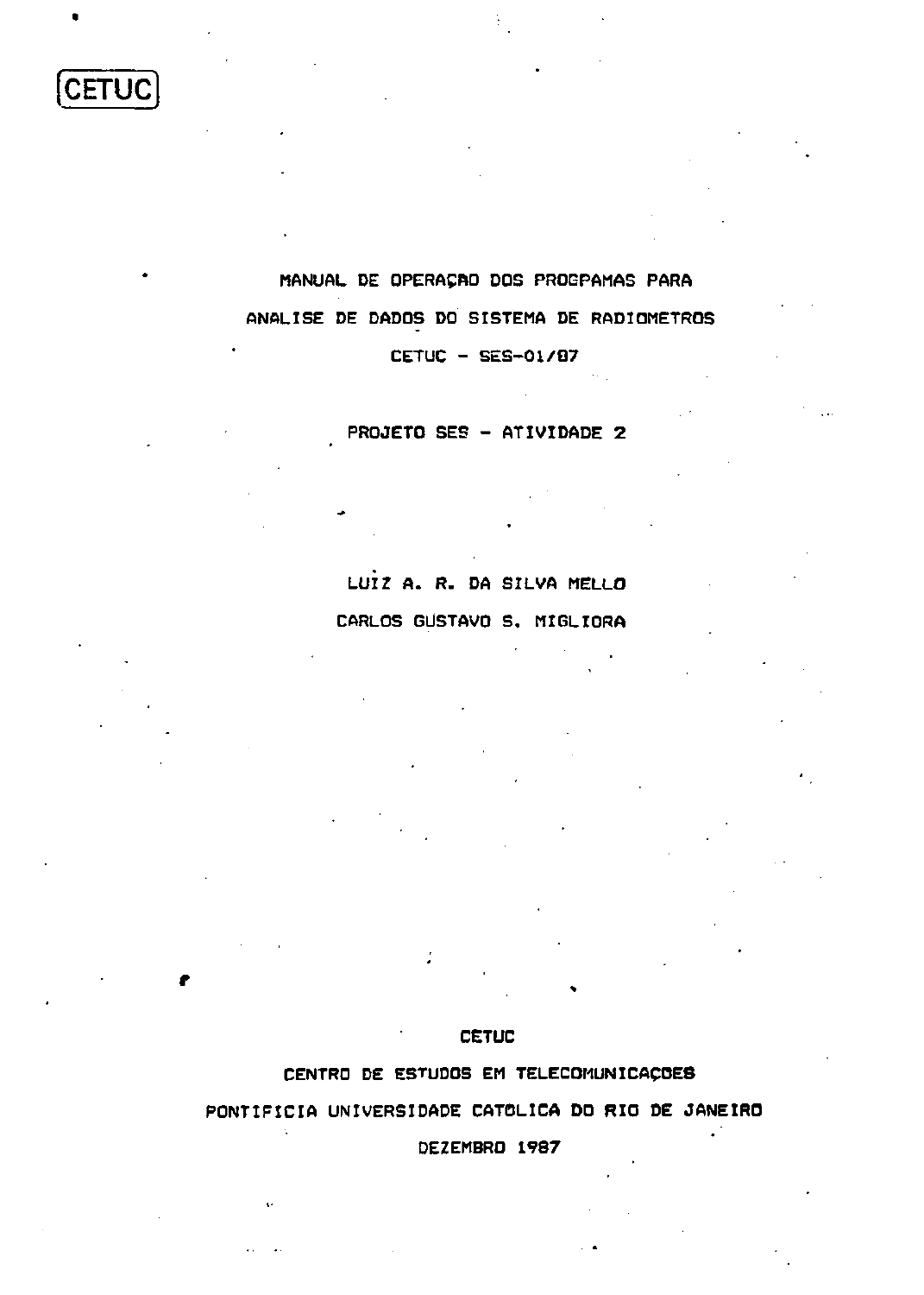CETUC

# MANUAL DE OPERAÇAO DOS PROGPAMAS PARA ANALISE DE DADOS DO SISTEMA DE RADIOMETROS

CETUC - SES-01/87

PROJETO SES - ATIVIDADE 2

LUIZ A. R. DA SILVA MELLO

CARLOS GUSTAVO S. MIGLIORA

CETUC

CENTRO DE ESTUDOS EM TELECOMUNICAÇOES

PONTIFICIA UNIVERSIDADE CATOLICA DO RIO DE JANEIRO

DEZEMBRO 1987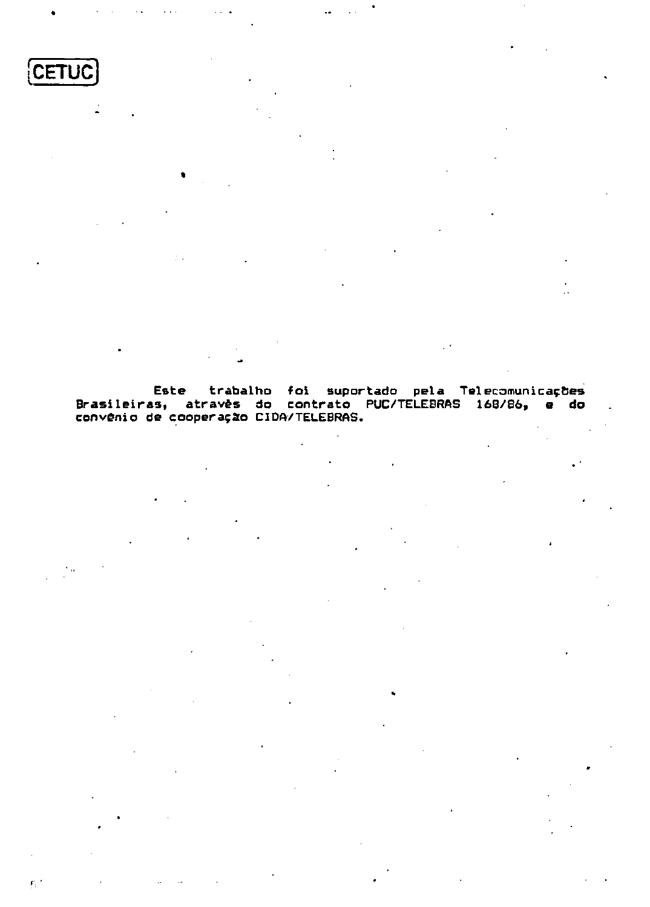CETUC

Este trabalho foi suportado pela Telecomunicações Brasileiras, através do contrato PUC/TELEBRAS 168/86, e do convênio de cooperação CIDA/TELEBRAS.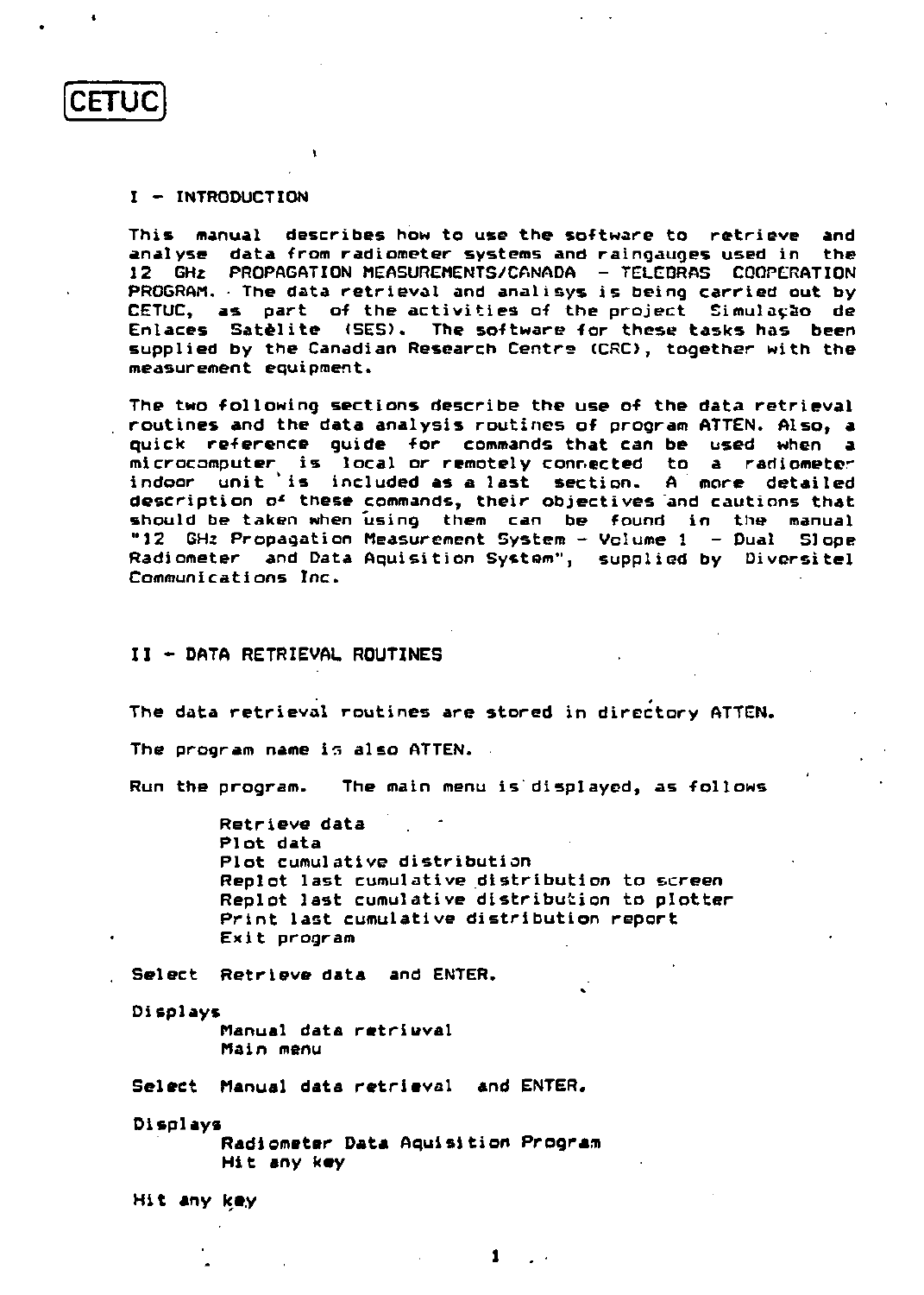CETUC

## I - INTRODUCTION

This manual describes how to use the software to retrieve and analyse data from radiometer systems and raingauges used in the 12 GHz PROPAGATION MEASUREMENTS/CANADA - TELEBRAS COOPERATION PROGRAM. The data retrieval and analisys is being carried out by CETUC, as part of the activities of the project Simulação de Enlaces Satèlite (SES). The software for these tasks has been supplied by the Canadian Research Centre (CRC), together with the measurement equipment.

The two following sections describe the use of the data retrieval routines and the data analysis routines of program ATTEN. Also, a quick reference guide for commands that can be used when a microcomputer is local or remotely connected to a radiometer indoor unit is included as a last section. A more detailed description of these commands, their objectives and cautions that should be taken when using them can be found in the manual "12 GHz Propagation Measurement System - Volume 1 - Dual Slope Radiometer and Data Aquisition System", supplied by Diversitel Communications Inc.

## II - DATA RETRIEVAL ROUTINES

The data retrieval routines are stored in directory ATTEN.

The program name is also ATTEN.

Run the program. The main menu is displayed, as follows

```
Retrieve data
Plot data
Plot cumulative distribution
Replot last cumulative distribution to screen
Replot last cumulative distribution to plotter
Print last cumulative distribution report
Exit program
```

Select Retrieve data and ENTER.

Displays

```
Manual data retrieval
Main menu
```

Select Manual data retrieval and ENTER.

Displays

```
Radiometer Data Aquisition Program
Hit any key
```

Hit any key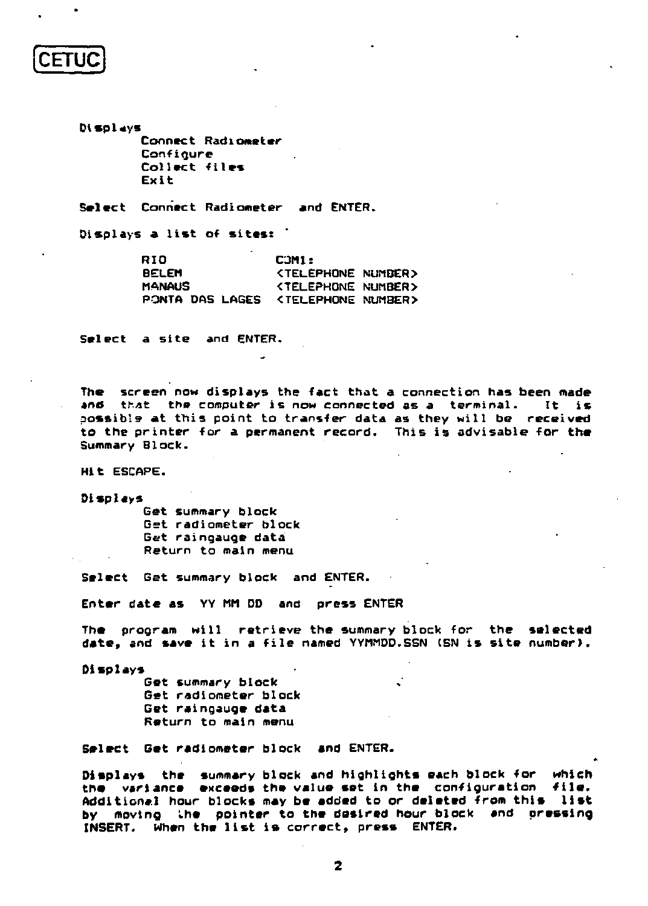Displays

    Connect Radiometer
    Configure
    Collect files
    Exit

Select Connect Radiometer and ENTER.

Displays a list of sites:

| | |
|---|---|
| RIO | COM1: |
| BELEM | <TELEPHONE NUMBER> |
| MANAUS | <TELEPHONE NUMBER> |
| PONTA DAS LAGES | <TELEPHONE NUMBER> |

Select a site and ENTER.

The screen now displays the fact that a connection has been made and that the computer is now connected as a terminal. It is possible at this point to transfer data as they will be received to the printer for a permanent record. This is advisable for the Summary Block.

Hit ESCAPE.

Displays

    Get summary block
    Get radiometer block
    Get raingauge data
    Return to main menu

Select Get summary block and ENTER.

Enter date as YY MM DD and press ENTER

The program will retrieve the summary block for the selected date, and save it in a file named YYMMDD.SSN (SN is site number).

Displays

    Get summary block
    Get radiometer block
    Get raingauge data
    Return to main menu

Select Get radiometer block and ENTER.

Displays the summary block and highlights each block for which the variance exceeds the value set in the configuration file. Additional hour blocks may be added to or deleted from this list by moving the pointer to the desired hour block and pressing INSERT. When the list is correct, press ENTER.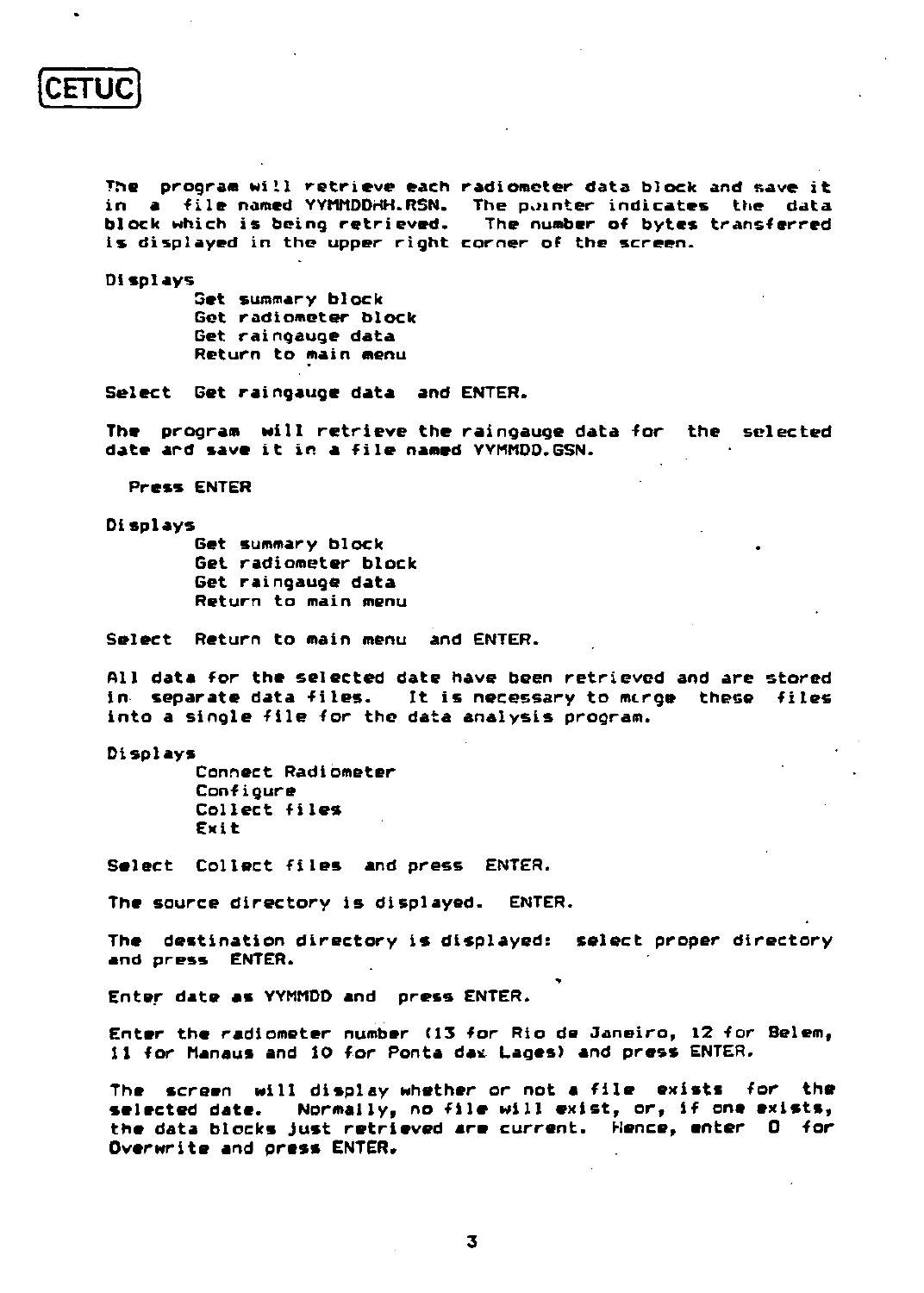The program will retrieve each radiometer data block and save it in a file named YYMMDDHH.RSN. The pointer indicates the data block which is being retrieved. The number of bytes transferred is displayed in the upper right corner of the screen.

Displays

- Get summary block
- Get radiometer block
- Get raingauge data
- Return to main menu

Select Get raingauge data and ENTER.

The program will retrieve the raingauge data for the selected date and save it in a file named YYMMDD.GSN.

Press ENTER

Displays

- Get summary block
- Get radiometer block
- Get raingauge data
- Return to main menu

Select Return to main menu and ENTER.

All data for the selected date have been retrieved and are stored in separate data files. It is necessary to merge these files into a single file for the data analysis program.

Displays

- Connect Radiometer
- Configure
- Collect files
- Exit

Select Collect files and press ENTER.

The source directory is displayed. ENTER.

The destination directory is displayed: select proper directory and press ENTER.

Enter date as YYMMDD and press ENTER.

Enter the radiometer number (13 for Rio de Janeiro, 12 for Belem, 11 for Manaus and 10 for Ponta das Lages) and press ENTER.

The screen will display whether or not a file exists for the selected date. Normally, no file will exist, or, if one exists, the data blocks just retrieved are current. Hence, enter O for Overwrite and press ENTER.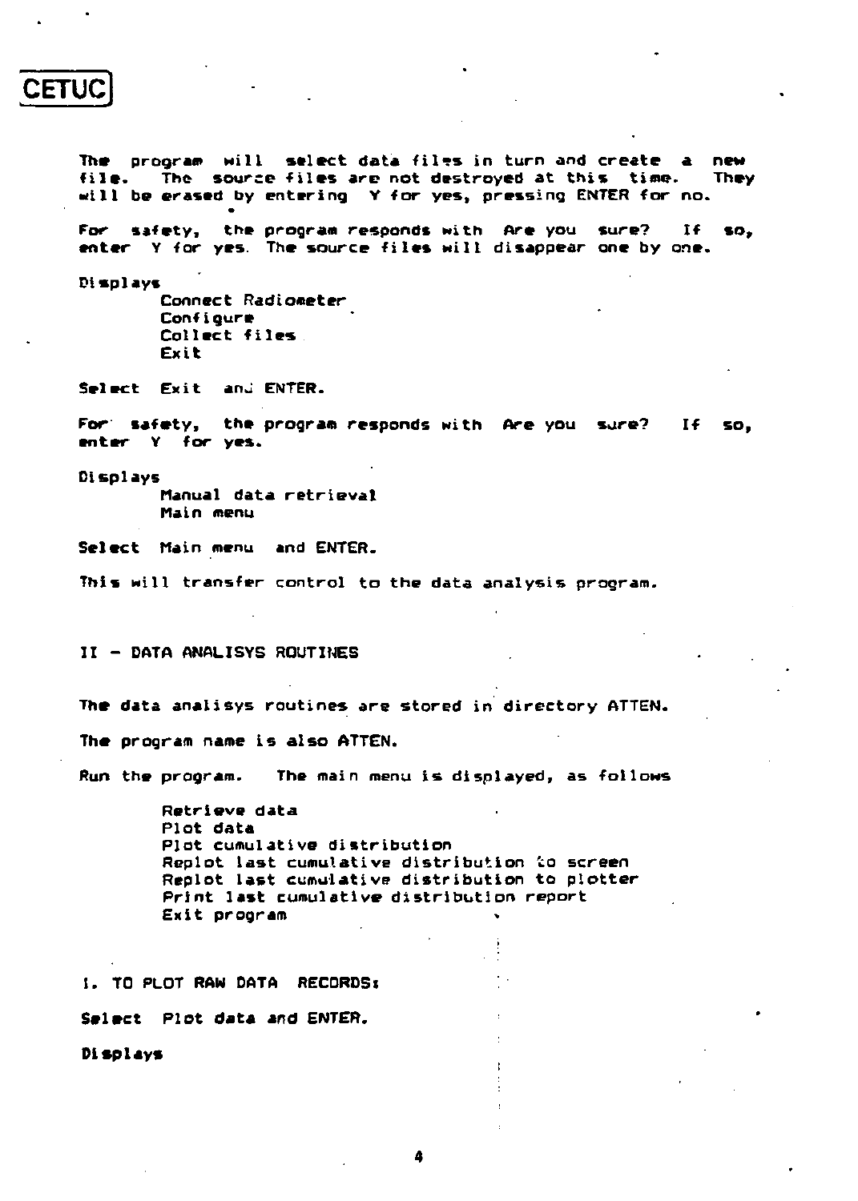CETUC

The program will select data files in turn and create a new file. The source files are not destroyed at this time. They will be erased by entering Y for yes, pressing ENTER for no.

For safety, the program responds with Are you sure? If so, enter Y for yes. The source files will disappear one by one.

Displays

    Connect Radiometer
    Configure
    Collect files
    Exit

Select Exit and ENTER.

For safety, the program responds with Are you sure? If so, enter Y for yes.

Displays

    Manual data retrieval
    Main menu

Select Main menu and ENTER.

This will transfer control to the data analysis program.

## II - DATA ANALISYS ROUTINES

The data analisys routines are stored in directory ATTEN.

The program name is also ATTEN.

Run the program. The main menu is displayed, as follows

    Retrieve data
    Plot data
    Plot cumulative distribution
    Replot last cumulative distribution to screen
    Replot last cumulative distribution to plotter
    Print last cumulative distribution report
    Exit program

### 1. TO PLOT RAW DATA RECORDS:

Select Plot data and ENTER.

Displays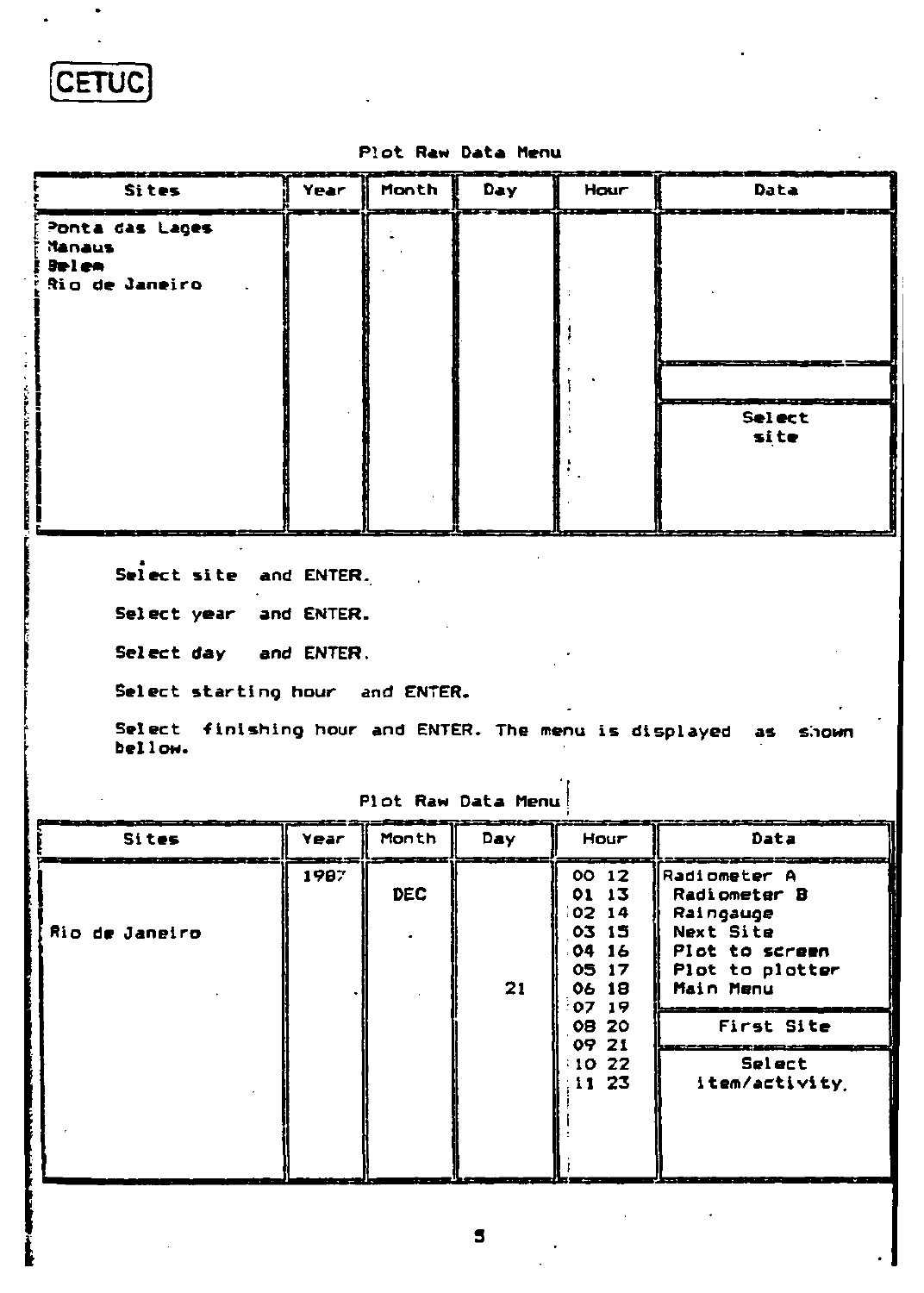CETUC

Plot Raw Data Menu

| Sites | Year | Month | Day | Hour | Data |
|---|---|---|---|---|---|
| Ponta das Lages<br>Manaus<br>Belem<br>Rio de Janeiro | | | | | Select site |

Select site and ENTER.

Select year and ENTER.

Select day and ENTER.

Select starting hour and ENTER.

Select finishing hour and ENTER. The menu is displayed as shown bellow.

Plot Raw Data Menu

| Sites | Year | Month | Day | Hour | Data |
|---|---|---|---|---|---|
| Rio de Janeiro | 1987 | DEC | 21 | 00 12<br>01 13<br>02 14<br>03 15<br>04 16<br>05 17<br>06 18<br>07 19<br>08 20<br>09 21<br>10 22<br>11 23 | Radiometer A<br>Radiometer B<br>Raingauge<br>Next Site<br>Plot to screen<br>Plot to plotter<br>Main Menu<br><br>First Site<br><br>Select item/activity. |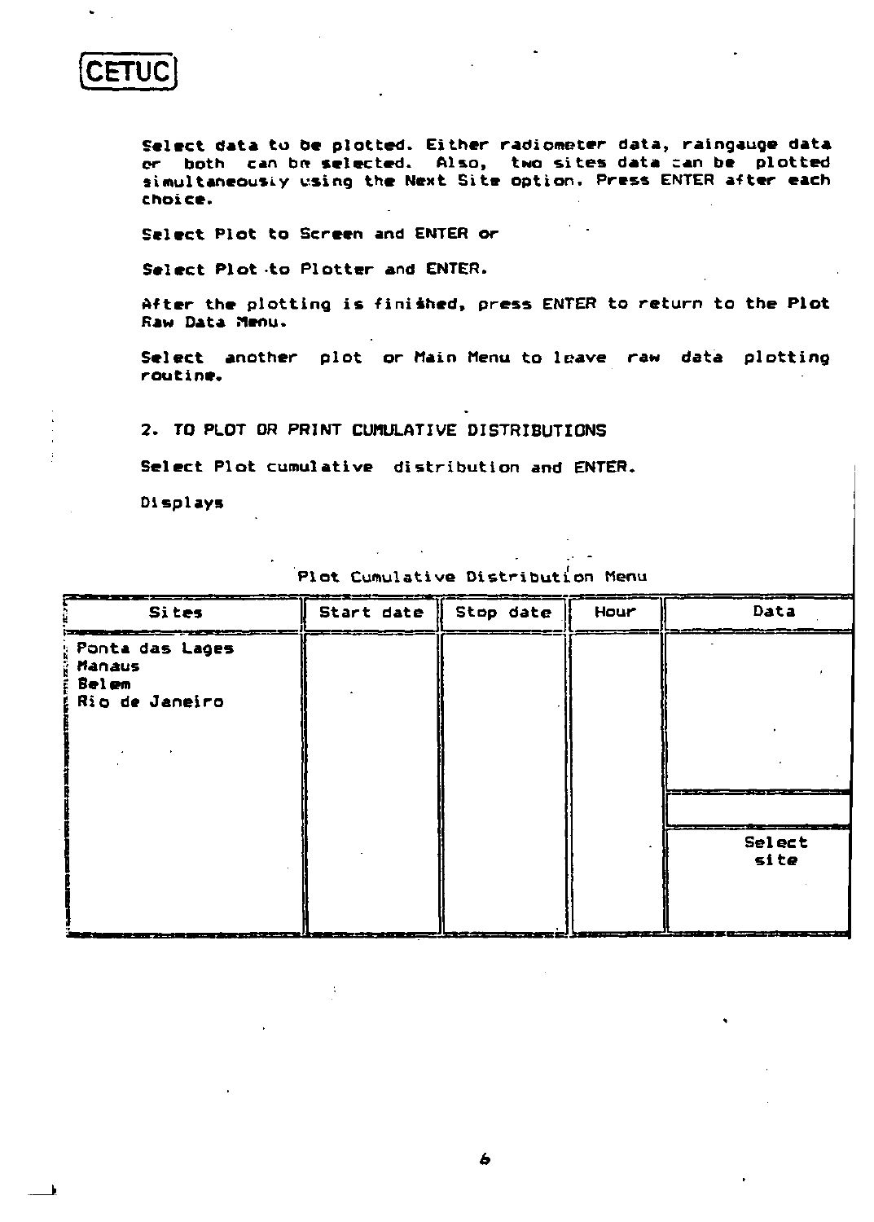Select data to be plotted. Either radiometer data, raingauge data or both can be selected. Also, two sites data can be plotted simultaneously using the Next Site option. Press ENTER after each choice.

Select Plot to Screen and ENTER or

Select Plot to Plotter and ENTER.

After the plotting is finished, press ENTER to return to the Plot Raw Data Menu.

Select another plot or Main Menu to leave raw data plotting routine.

## 2. TO PLOT OR PRINT CUMULATIVE DISTRIBUTIONS

Select Plot cumulative distribution and ENTER.

Displays

Plot Cumulative Distribution Menu

| Sites | Start date | Stop date | Hour | Data |
|---|---|---|---|---|
| Ponta das Lages<br>Manaus<br>Belem<br>Rio de Janeiro | | | | Select site |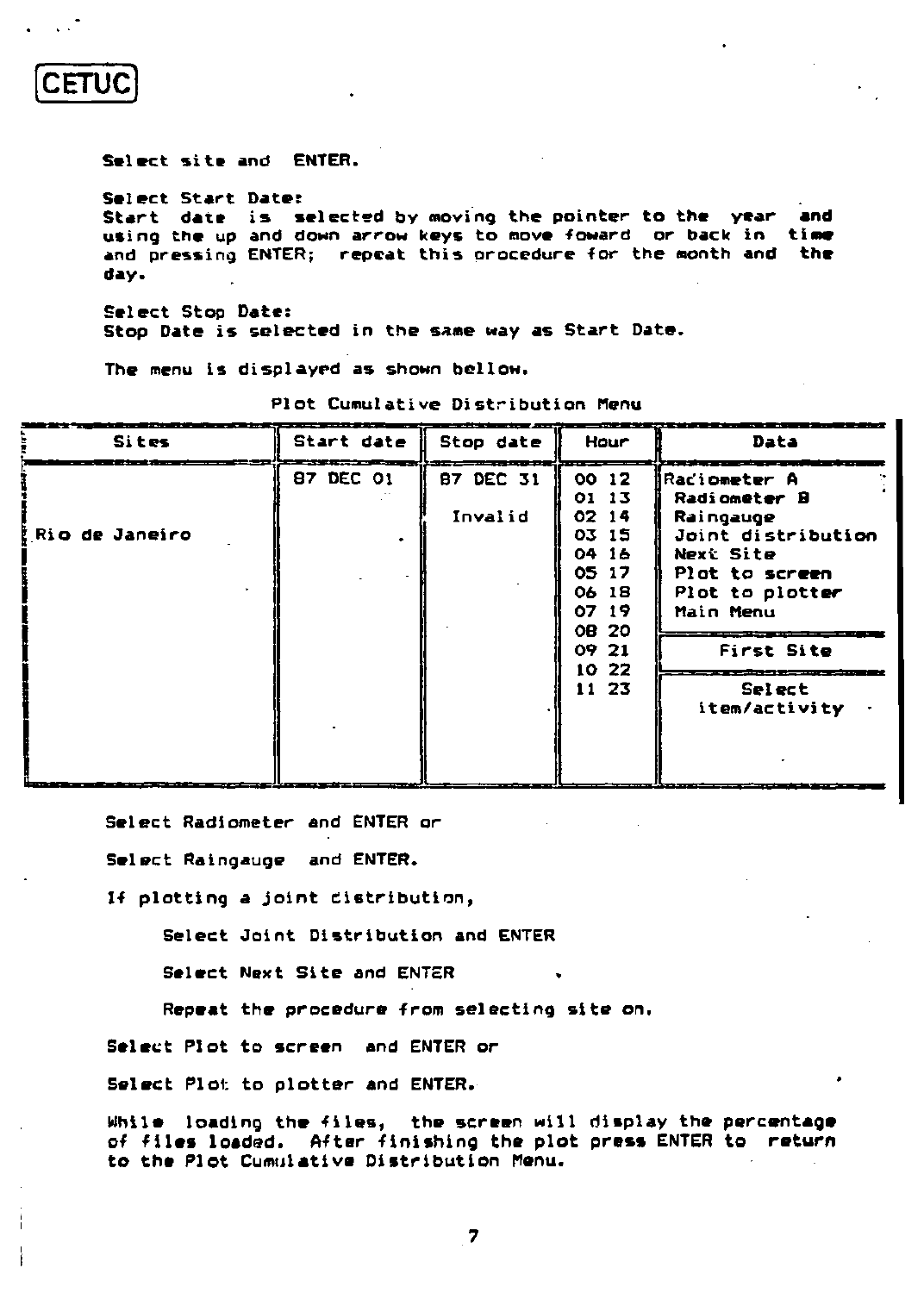CETUC

Select site and ENTER.

Select Start Date:
Start date is selected by moving the pointer to the year and using the up and down arrow keys to move foward or back in time and pressing ENTER; repeat this procedure for the month and the day.

Select Stop Date:
Stop Date is selected in the same way as Start Date.

The menu is displayed as shown bellow.

Plot Cumulative Distribution Menu

| Sites | Start date | Stop date | Hour | Data |
|---|---|---|---|---|
| Rio de Janeiro | 87 DEC 01 | 87 DEC 31<br><br>Invalid | 00 12<br>01 13<br>02 14<br>03 15<br>04 16<br>05 17<br>06 18<br>07 19<br>08 20<br>09 21<br>10 22<br>11 23 | Radiometer A<br>Radiometer B<br>Raingauge<br>Joint distribution<br>Next Site<br>Plot to screen<br>Plot to plotter<br>Main Menu<br><br>First Site<br><br>Select item/activity |

Select Radiometer and ENTER or

Select Raingauge and ENTER.

If plotting a joint distribution,

> Select Joint Distribution and ENTER
>
> Select Next Site and ENTER
>
> Repeat the procedure from selecting site on.

Select Plot to screen and ENTER or

Select Plot to plotter and ENTER.

While loading the files, the screen will display the percentage of files loaded. After finishing the plot press ENTER to return to the Plot Cumulative Distribution Menu.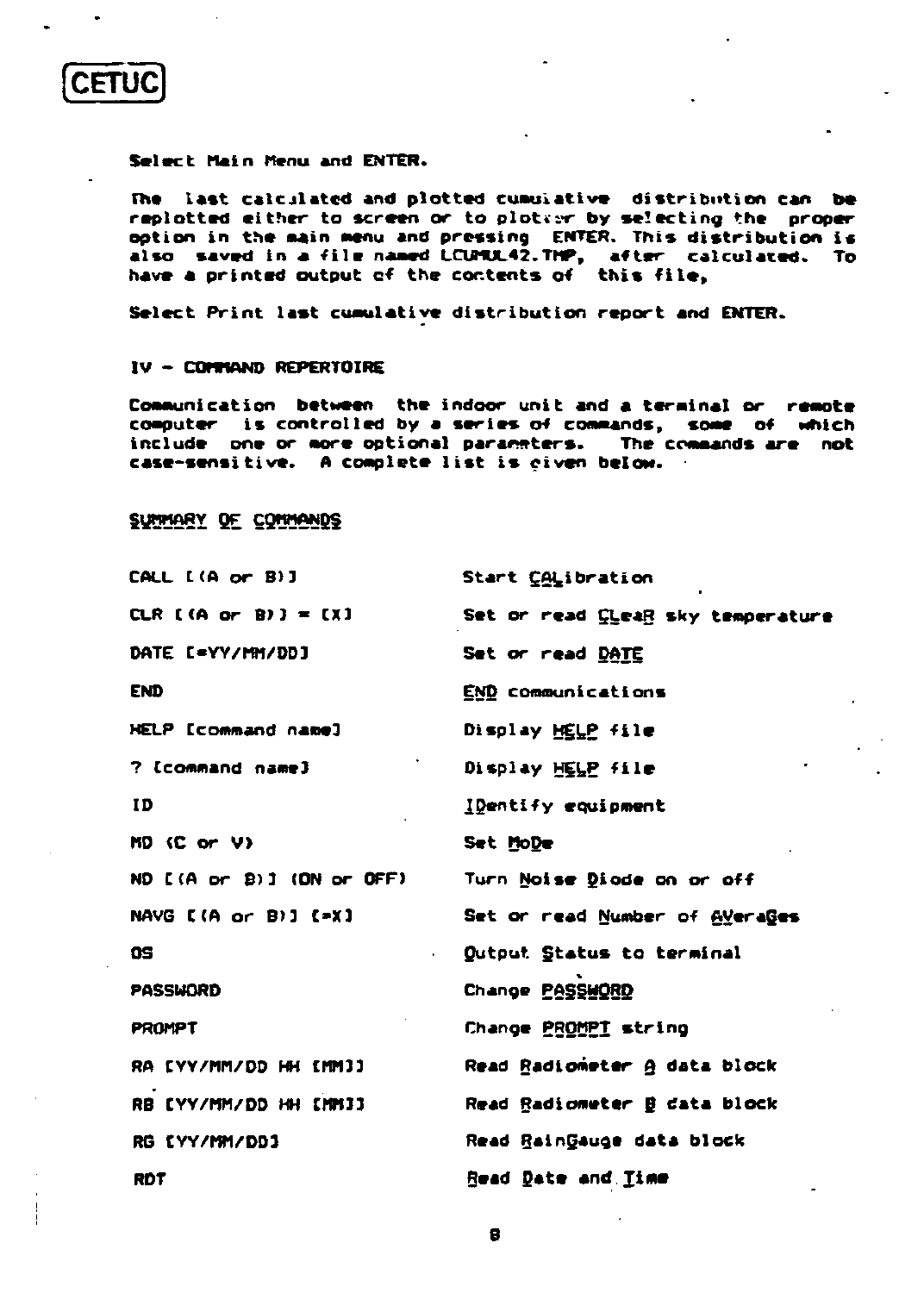Select Main Menu and ENTER.

The last calculated and plotted cumulative distribution can be replotted either to screen or to plotter by selecting the proper option in the main menu and pressing ENTER. This distribution is also saved in a file named LCUMUL42.TMP, after calculated. To have a printed output of the contents of this file,

Select Print last cumulative distribution report and ENTER.

## IV - COMMAND REPERTOIRE

Communication between the indoor unit and a terminal or remote computer is controlled by a series of commands, some of which include one or more optional parameters. The commands are not case-sensitive. A complete list is given below.

### SUMMARY OF COMMANDS

| Command | Description |
|---|---|
| CALL [(A or B)] | Start CALibration |
| CLR [(A or B)] = [X] | Set or read CLeaR sky temperature |
| DATE [=YY/MM/DD] | Set or read DATE |
| END | END communications |
| HELP [command name] | Display HELP file |
| ? [command name] | Display HELP file |
| ID | IDentify equipment |
| MD (C or V) | Set MoDe |
| ND [(A or B)] (ON or OFF) | Turn Noise Diode on or off |
| NAVG [(A or B)] [=X] | Set or read Number of AVeraGes |
| OS | Output Status to terminal |
| PASSWORD | Change PASSWORD |
| PROMPT | Change PROMPT string |
| RA [YY/MM/DD HH [MM]] | Read Radiometer A data block |
| RB [YY/MM/DD HH [MM]] | Read Radiometer B data block |
| RG [YY/MM/DD] | Read RainGauge data block |
| RDT | Read Date and Time |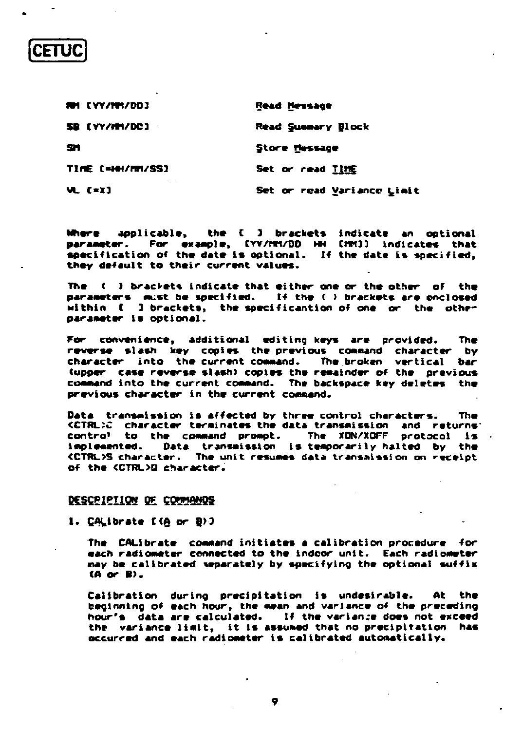CETUC

| | |
|---|---|
| RM [YY/MM/DD] | Read Message |
| SB [YY/MM/DD] | Read Summary Block |
| SM | Store Message |
| TIME [=HH/MM/SS] | Set or read TIME |
| VL [=X] | Set or read Variance Limit |

Where applicable, the [ ] brackets indicate an optional parameter. For example, [YY/MM/DD HH [MM]] indicates that specification of the date is optional. If the date is specified, they default to their current values.

The ( ) brackets indicate that either one or the other of the parameters must be specified. If the ( ) brackets are enclosed within [ ] brackets, the specificantion of one or the other parameter is optional.

For convenience, additional editing keys are provided. The reverse slash key copies the previous command character by character into the current command. The broken vertical bar (upper case reverse slash) copies the remainder of the previous command into the current command. The backspace key deletes the previous character in the current command.

Data transmission is affected by three control characters. The <CTRL>C character terminates the data transmission and returns control to the command prompt. The XON/XOFF protocol is implemented. Data transmission is temporarily halted by the <CTRL>S character. The unit resumes data transmission on receipt of the <CTRL>Q character.

## DESCRIPTION OF COMMANDS

1. CALibrate [(A or B)]

   The CALibrate command initiates a calibration procedure for each radiometer connected to the indoor unit. Each radiometer may be calibrated separately by specifying the optional suffix (A or B).

   Calibration during precipitation is undesirable. At the beginning of each hour, the mean and variance of the preceding hour's data are calculated. If the variance does not exceed the variance limit, it is assumed that no precipitation has occurred and each radiometer is calibrated automatically.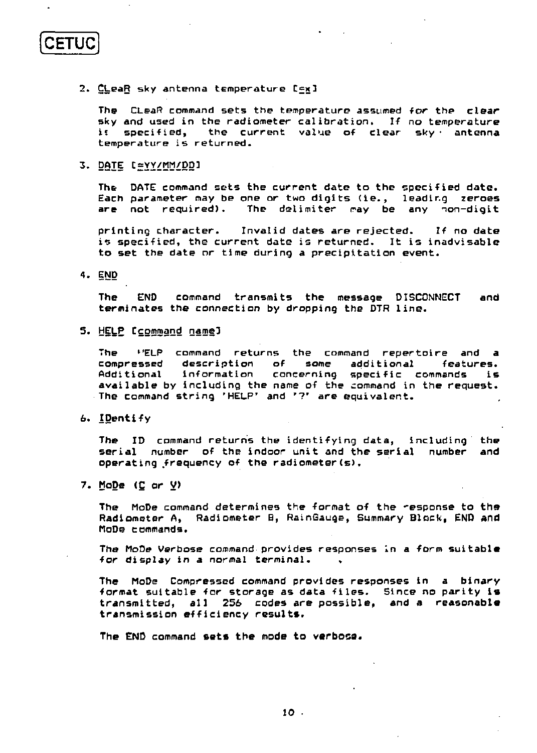2. CLeaR sky antenna temperature [=x]

   The CLeaR command sets the temperature assumed for the clear sky and used in the radiometer calibration. If no temperature is specified, the current value of clear sky antenna temperature is returned.

3. DATE [=YY/MM/DD]

   The DATE command sets the current date to the specified date. Each parameter may be one or two digits (ie., leading zeroes are not required). The delimiter may be any non-digit printing character. Invalid dates are rejected. If no date is specified, the current date is returned. It is inadvisable to set the date or time during a precipitation event.

4. END

   The END command transmits the message DISCONNECT and terminates the connection by dropping the DTR line.

5. HELP [command name]

   The HELP command returns the command repertoire and a compressed description of some additional features. Additional information concerning specific commands is available by including the name of the command in the request. The command string 'HELP' and '?' are equivalent.

6. IDentify

   The ID command returns the identifying data, including the serial number of the indoor unit and the serial number and operating frequency of the radiometer(s).

7. MoDe (C or V)

   The MoDe command determines the format of the response to the Radiometer A, Radiometer B, RainGauge, Summary Block, END and MoDe commands.

   The MoDe Verbose command provides responses in a form suitable for display in a normal terminal.

   The MoDe Compressed command provides responses in a binary format suitable for storage as data files. Since no parity is transmitted, all 256 codes are possible, and a reasonable transmission efficiency results.

   The END command sets the mode to verbose.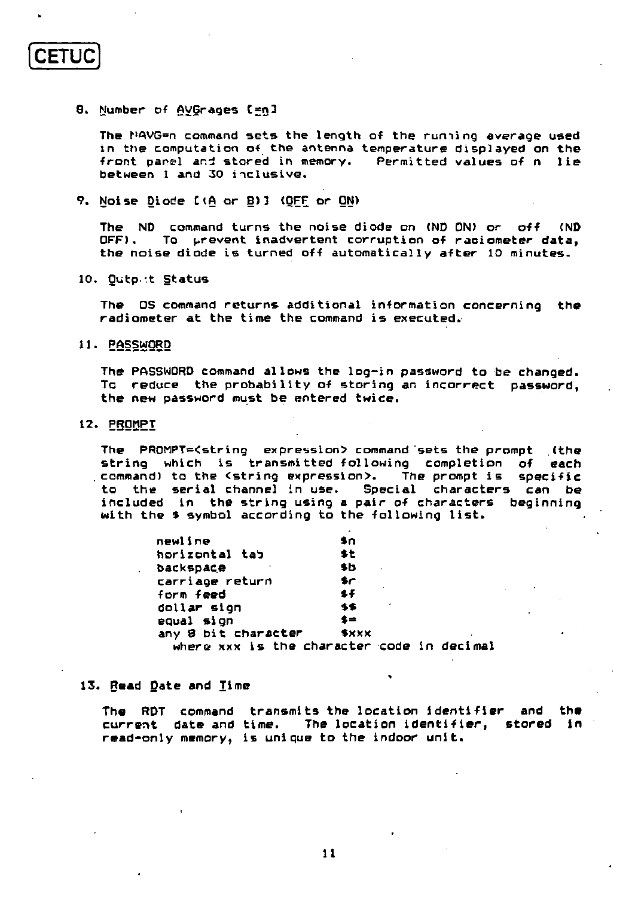CETUC

8. Number of AVGrages [=n]

The NAVG=n command sets the length of the running average used in the computation of the antenna temperature displayed on the front panel and stored in memory. Permitted values of n lie between 1 and 30 inclusive.

9. Noise Diode [(A or B)] (OFF or ON)

The ND command turns the noise diode on (ND ON) or off (ND OFF). To prevent inadvertent corruption of radiometer data, the noise diode is turned off automatically after 10 minutes.

10. Output Status

The OS command returns additional information concerning the radiometer at the time the command is executed.

11. PASSWORD

The PASSWORD command allows the log-in password to be changed. To reduce the probability of storing an incorrect password, the new password must be entered twice.

12. PROMPT

The PROMPT=<string expression> command sets the prompt (the string which is transmitted following completion of each command) to the <string expression>. The prompt is specific to the serial channel in use. Special characters can be included in the string using a pair of characters beginning with the $ symbol according to the following list.

| | |
|---|---|
| newline | $n |
| horizontal tab | $t |
| backspace | $b |
| carriage return | $r |
| form feed | $f |
| dollar sign | $$ |
| equal sign | $= |
| any 8 bit character | $xxx |

where xxx is the character code in decimal

13. Read Date and Time

The RDT command transmits the location identifier and the current date and time. The location identifier, stored in read-only memory, is unique to the indoor unit.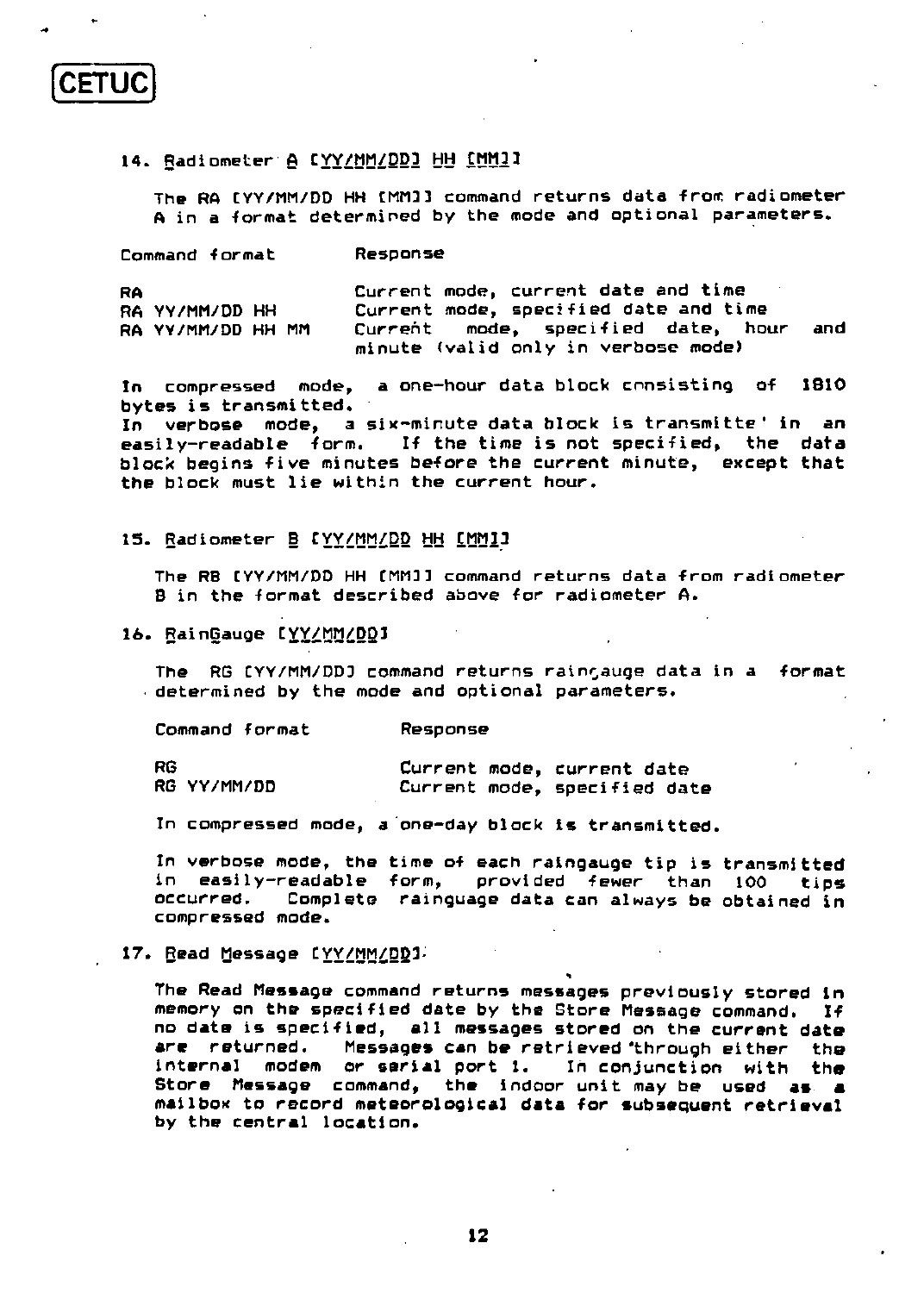**CETUC**

14. Radiometer A [YY/MM/DD] HH [MM]]

The RA [YY/MM/DD HH [MM]] command returns data from radiometer A in a format determined by the mode and optional parameters.

| Command format | Response |
|---|---|
| RA | Current mode, current date and time |
| RA YY/MM/DD HH | Current mode, specified date and time |
| RA YY/MM/DD HH MM | Current mode, specified date, hour and minute (valid only in verbose mode) |

In compressed mode, a one-hour data block consisting of 1810 bytes is transmitted.
In verbose mode, a six-minute data block is transmitted in an easily-readable form. If the time is not specified, the data block begins five minutes before the current minute, except that the block must lie within the current hour.

15. Radiometer B [YY/MM/DD HH [MM]]

The RB [YY/MM/DD HH [MM]] command returns data from radiometer B in the format described above for radiometer A.

16. RainGauge [YY/MM/DD]

The RG [YY/MM/DD] command returns raingauge data in a format determined by the mode and optional parameters.

| Command format | Response |
|---|---|
| RG | Current mode, current date |
| RG YY/MM/DD | Current mode, specified date |

In compressed mode, a one-day block is transmitted.

In verbose mode, the time of each raingauge tip is transmitted in easily-readable form, provided fewer than 100 tips occurred. Complete rainguage data can always be obtained in compressed mode.

17. Read Message [YY/MM/DD].

The Read Message command returns messages previously stored in memory on the specified date by the Store Message command. If no date is specified, all messages stored on the current date are returned. Messages can be retrieved through either the internal modem or serial port 1. In conjunction with the Store Message command, the indoor unit may be used as a mailbox to record meteorological data for subsequent retrieval by the central location.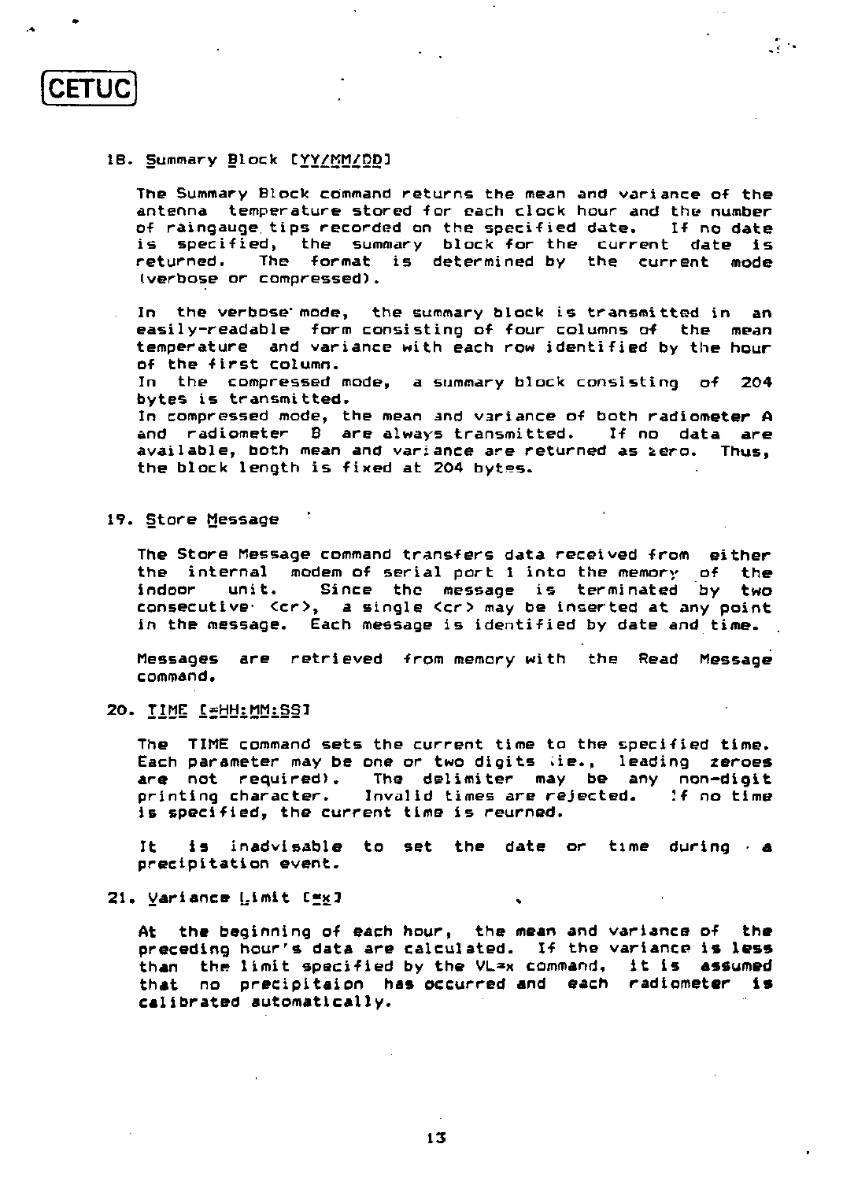CETUC

18. Summary Block [YY/MM/DD]

The Summary Block command returns the mean and variance of the antenna temperature stored for each clock hour and the number of raingauge tips recorded on the specified date. If no date is specified, the summary block for the current date is returned. The format is determined by the current mode (verbose or compressed).

In the verbose mode, the summary block is transmitted in an easily-readable form consisting of four columns of the mean temperature and variance with each row identified by the hour of the first column.
In the compressed mode, a summary block consisting of 204 bytes is transmitted.
In compressed mode, the mean and variance of both radiometer A and radiometer B are always transmitted. If no data are available, both mean and variance are returned as zero. Thus, the block length is fixed at 204 bytes.

19. Store Message

The Store Message command transfers data received from either the internal modem of serial port 1 into the memory of the indoor unit. Since the message is terminated by two consecutive <cr>, a single <cr> may be inserted at any point in the message. Each message is identified by date and time.

Messages are retrieved from memory with the Read Message command.

20. TIME [=HH:MM:SS]

The TIME command sets the current time to the specified time. Each parameter may be one or two digits (ie., leading zeroes are not required). The delimiter may be any non-digit printing character. Invalid times are rejected. If no time is specified, the current time is reurned.

It is inadvisable to set the date or time during a precipitation event.

21. Variance Limit [=x]

At the beginning of each hour, the mean and variance of the preceding hour's data are calculated. If the variance is less than the limit specified by the VL=x command, it is assumed that no precipitaion has occurred and each radiometer is calibrated automatically.